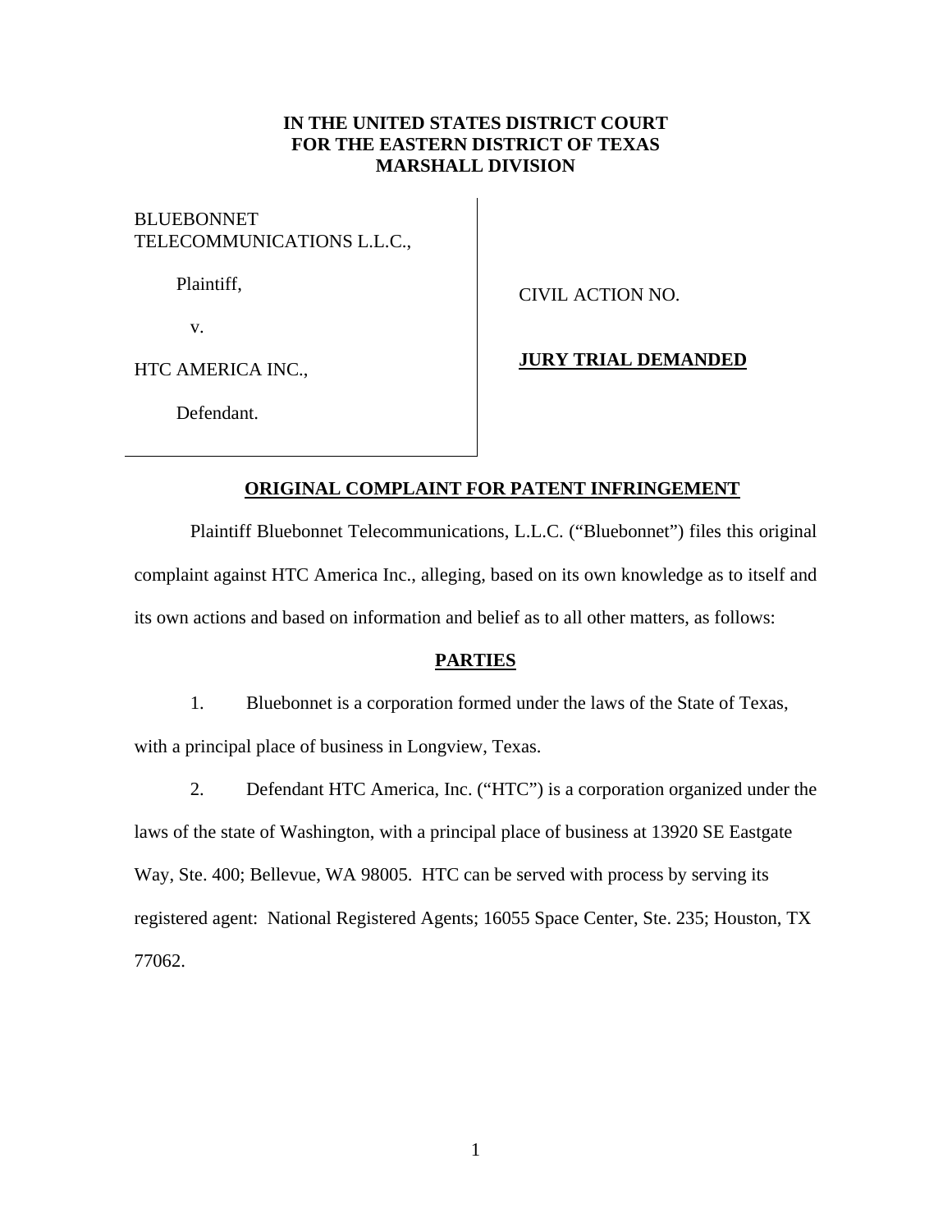**IN THE UNITED STATES DISTRICT COURT**
**FOR THE EASTERN DISTRICT OF TEXAS**
**MARSHALL DIVISION**

BLUEBONNET TELECOMMUNICATIONS L.L.C.,

Plaintiff,

v.

HTC AMERICA INC.,

Defendant.

CIVIL ACTION NO.

**JURY TRIAL DEMANDED**

## ORIGINAL COMPLAINT FOR PATENT INFRINGEMENT

Plaintiff Bluebonnet Telecommunications, L.L.C. ("Bluebonnet") files this original complaint against HTC America Inc., alleging, based on its own knowledge as to itself and its own actions and based on information and belief as to all other matters, as follows:

## PARTIES

1. Bluebonnet is a corporation formed under the laws of the State of Texas, with a principal place of business in Longview, Texas.

2. Defendant HTC America, Inc. ("HTC") is a corporation organized under the laws of the state of Washington, with a principal place of business at 13920 SE Eastgate Way, Ste. 400; Bellevue, WA 98005. HTC can be served with process by serving its registered agent: National Registered Agents; 16055 Space Center, Ste. 235; Houston, TX 77062.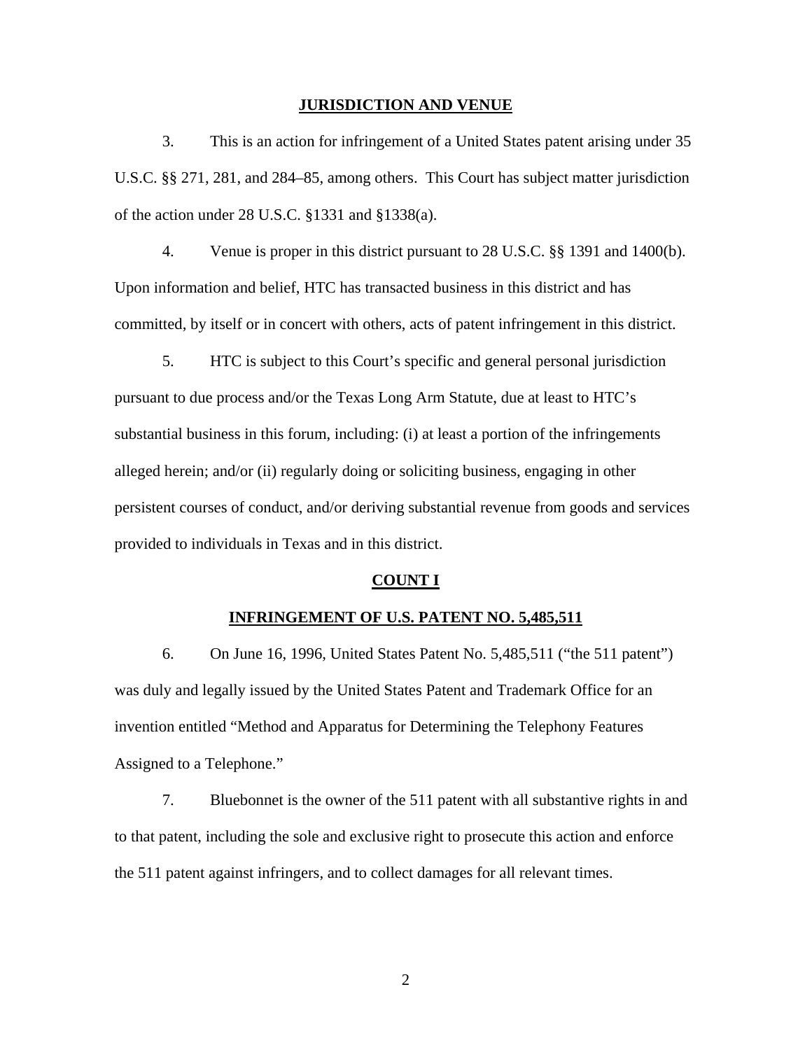## JURISDICTION AND VENUE

3. This is an action for infringement of a United States patent arising under 35 U.S.C. §§ 271, 281, and 284–85, among others. This Court has subject matter jurisdiction of the action under 28 U.S.C. §1331 and §1338(a).

4. Venue is proper in this district pursuant to 28 U.S.C. §§ 1391 and 1400(b). Upon information and belief, HTC has transacted business in this district and has committed, by itself or in concert with others, acts of patent infringement in this district.

5. HTC is subject to this Court's specific and general personal jurisdiction pursuant to due process and/or the Texas Long Arm Statute, due at least to HTC's substantial business in this forum, including: (i) at least a portion of the infringements alleged herein; and/or (ii) regularly doing or soliciting business, engaging in other persistent courses of conduct, and/or deriving substantial revenue from goods and services provided to individuals in Texas and in this district.

## COUNT I

## INFRINGEMENT OF U.S. PATENT NO. 5,485,511

6. On June 16, 1996, United States Patent No. 5,485,511 ("the 511 patent") was duly and legally issued by the United States Patent and Trademark Office for an invention entitled "Method and Apparatus for Determining the Telephony Features Assigned to a Telephone."

7. Bluebonnet is the owner of the 511 patent with all substantive rights in and to that patent, including the sole and exclusive right to prosecute this action and enforce the 511 patent against infringers, and to collect damages for all relevant times.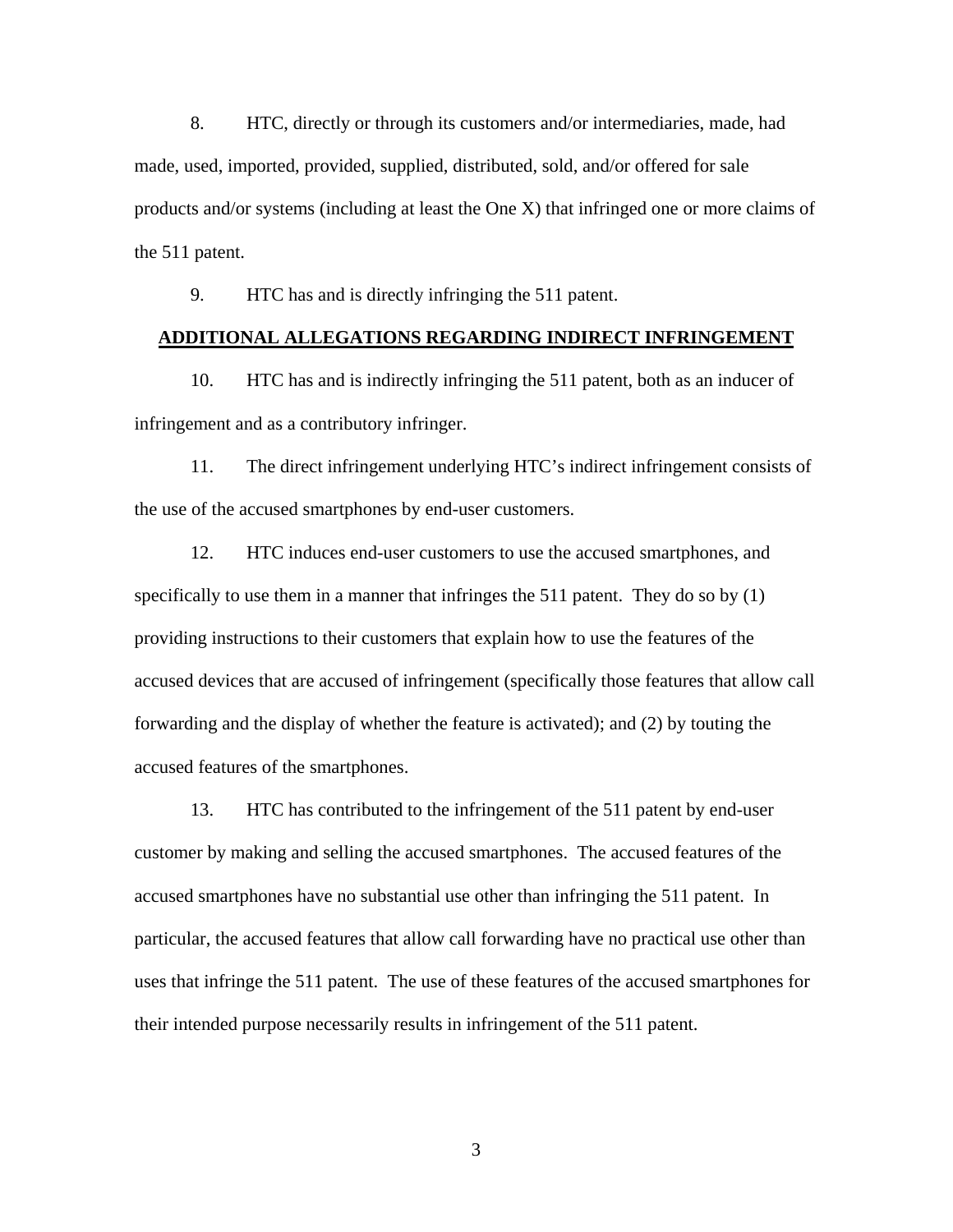8. HTC, directly or through its customers and/or intermediaries, made, had made, used, imported, provided, supplied, distributed, sold, and/or offered for sale products and/or systems (including at least the One X) that infringed one or more claims of the 511 patent.

9. HTC has and is directly infringing the 511 patent.

## ADDITIONAL ALLEGATIONS REGARDING INDIRECT INFRINGEMENT

10. HTC has and is indirectly infringing the 511 patent, both as an inducer of infringement and as a contributory infringer.

11. The direct infringement underlying HTC's indirect infringement consists of the use of the accused smartphones by end-user customers.

12. HTC induces end-user customers to use the accused smartphones, and specifically to use them in a manner that infringes the 511 patent. They do so by (1) providing instructions to their customers that explain how to use the features of the accused devices that are accused of infringement (specifically those features that allow call forwarding and the display of whether the feature is activated); and (2) by touting the accused features of the smartphones.

13. HTC has contributed to the infringement of the 511 patent by end-user customer by making and selling the accused smartphones. The accused features of the accused smartphones have no substantial use other than infringing the 511 patent. In particular, the accused features that allow call forwarding have no practical use other than uses that infringe the 511 patent. The use of these features of the accused smartphones for their intended purpose necessarily results in infringement of the 511 patent.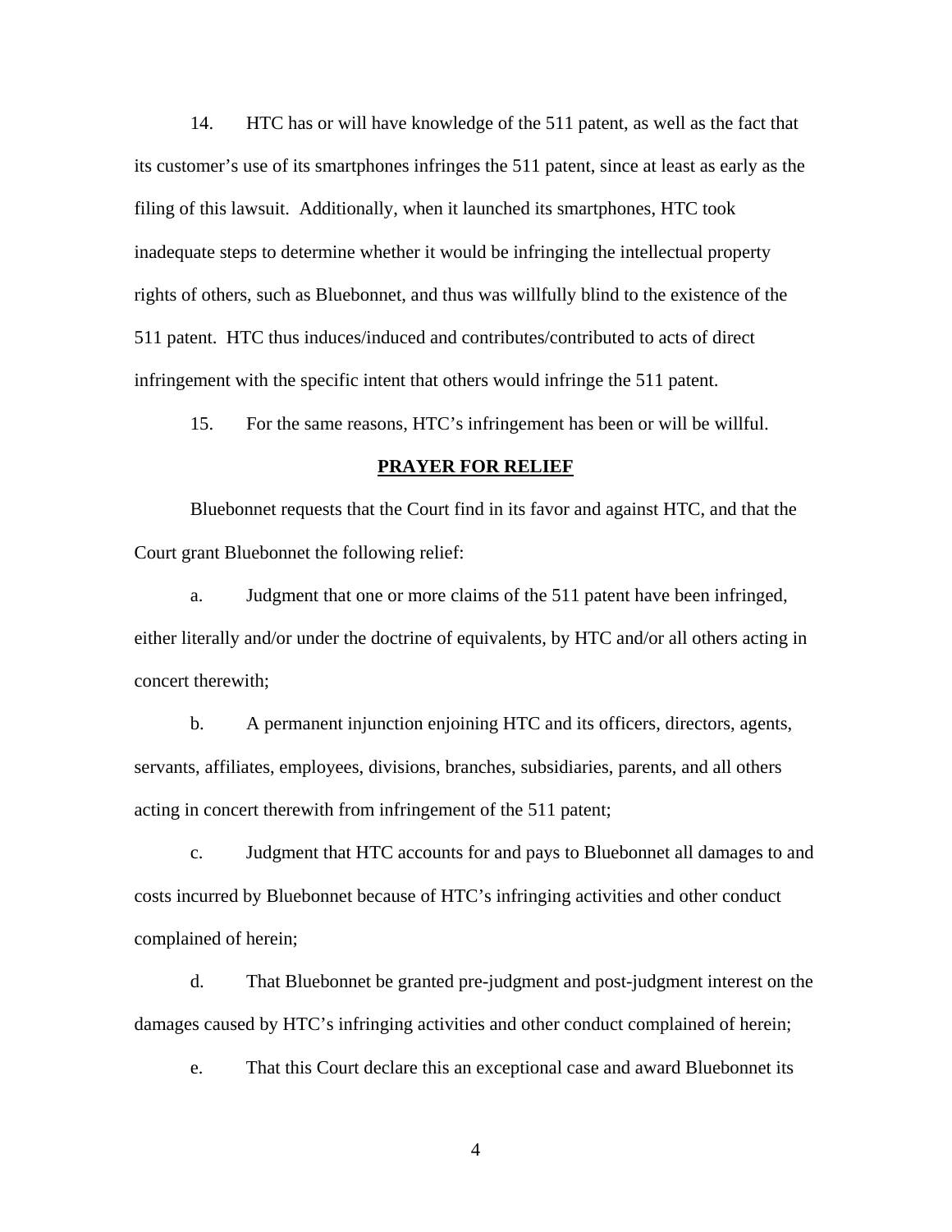14. HTC has or will have knowledge of the 511 patent, as well as the fact that its customer's use of its smartphones infringes the 511 patent, since at least as early as the filing of this lawsuit. Additionally, when it launched its smartphones, HTC took inadequate steps to determine whether it would be infringing the intellectual property rights of others, such as Bluebonnet, and thus was willfully blind to the existence of the 511 patent. HTC thus induces/induced and contributes/contributed to acts of direct infringement with the specific intent that others would infringe the 511 patent.

15. For the same reasons, HTC's infringement has been or will be willful.

## **PRAYER FOR RELIEF**

Bluebonnet requests that the Court find in its favor and against HTC, and that the Court grant Bluebonnet the following relief:

a. Judgment that one or more claims of the 511 patent have been infringed, either literally and/or under the doctrine of equivalents, by HTC and/or all others acting in concert therewith;

b. A permanent injunction enjoining HTC and its officers, directors, agents, servants, affiliates, employees, divisions, branches, subsidiaries, parents, and all others acting in concert therewith from infringement of the 511 patent;

c. Judgment that HTC accounts for and pays to Bluebonnet all damages to and costs incurred by Bluebonnet because of HTC's infringing activities and other conduct complained of herein;

d. That Bluebonnet be granted pre-judgment and post-judgment interest on the damages caused by HTC's infringing activities and other conduct complained of herein;

e. That this Court declare this an exceptional case and award Bluebonnet its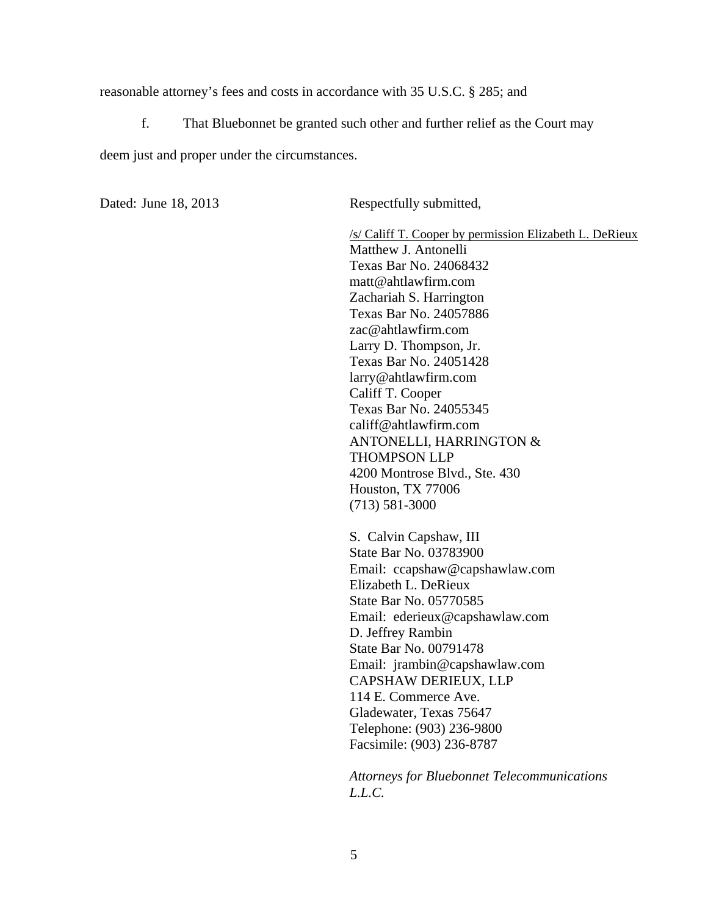reasonable attorney's fees and costs in accordance with 35 U.S.C. § 285; and

f. That Bluebonnet be granted such other and further relief as the Court may deem just and proper under the circumstances.

Dated: June 18, 2013

Respectfully submitted,

/s/ Califf T. Cooper by permission Elizabeth L. DeRieux
Matthew J. Antonelli
Texas Bar No. 24068432
matt@ahtlawfirm.com
Zachariah S. Harrington
Texas Bar No. 24057886
zac@ahtlawfirm.com
Larry D. Thompson, Jr.
Texas Bar No. 24051428
larry@ahtlawfirm.com
Califf T. Cooper
Texas Bar No. 24055345
califf@ahtlawfirm.com
ANTONELLI, HARRINGTON & THOMPSON LLP
4200 Montrose Blvd., Ste. 430
Houston, TX 77006
(713) 581-3000

S. Calvin Capshaw, III
State Bar No. 03783900
Email: ccapshaw@capshawlaw.com
Elizabeth L. DeRieux
State Bar No. 05770585
Email: ederieux@capshawlaw.com
D. Jeffrey Rambin
State Bar No. 00791478
Email: jrambin@capshawlaw.com
CAPSHAW DERIEUX, LLP
114 E. Commerce Ave.
Gladewater, Texas 75647
Telephone: (903) 236-9800
Facsimile: (903) 236-8787

*Attorneys for Bluebonnet Telecommunications L.L.C.*